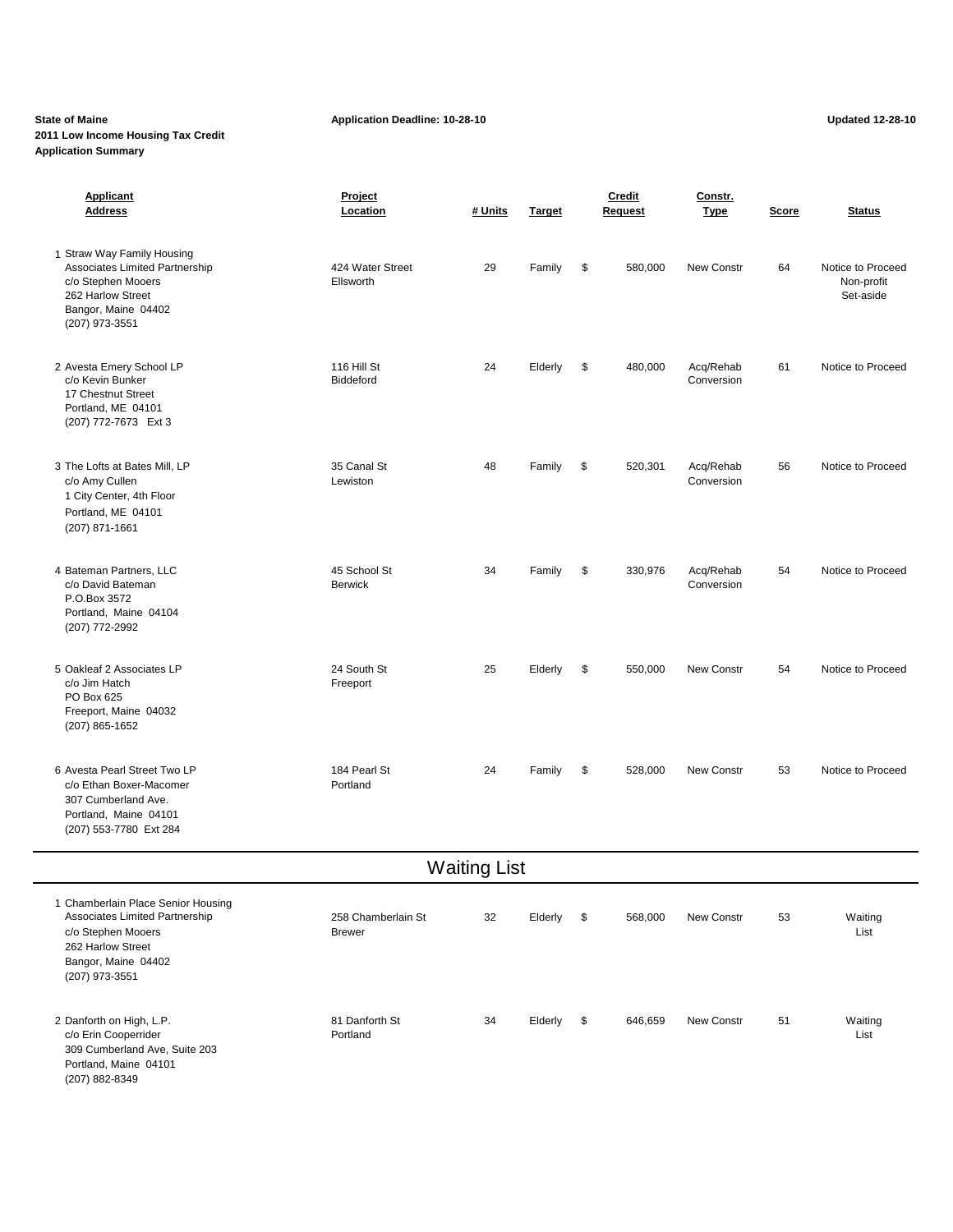**State of Maine**
**2011 Low Income Housing Tax Credit**
**Application Summary**

**Application Deadline: 10-28-10**

**Updated 12-28-10**

| | Applicant Address | Project Location | # Units | Target | Credit Request | Constr. Type | Score | Status |
|---|---|---|---|---|---|---|---|---|
| 1 | Straw Way Family Housing Associates Limited Partnership c/o Stephen Mooers 262 Harlow Street Bangor, Maine 04402 (207) 973-3551 | 424 Water Street Ellsworth | 29 | Family | $ 580,000 | New Constr | 64 | Notice to Proceed Non-profit Set-aside |
| 2 | Avesta Emery School LP c/o Kevin Bunker 17 Chestnut Street Portland, ME 04101 (207) 772-7673 Ext 3 | 116 Hill St Biddeford | 24 | Elderly | $ 480,000 | Acq/Rehab Conversion | 61 | Notice to Proceed |
| 3 | The Lofts at Bates Mill, LP c/o Amy Cullen 1 City Center, 4th Floor Portland, ME 04101 (207) 871-1661 | 35 Canal St Lewiston | 48 | Family | $ 520,301 | Acq/Rehab Conversion | 56 | Notice to Proceed |
| 4 | Bateman Partners, LLC c/o David Bateman P.O.Box 3572 Portland, Maine 04104 (207) 772-2992 | 45 School St Berwick | 34 | Family | $ 330,976 | Acq/Rehab Conversion | 54 | Notice to Proceed |
| 5 | Oakleaf 2 Associates LP c/o Jim Hatch PO Box 625 Freeport, Maine 04032 (207) 865-1652 | 24 South St Freeport | 25 | Elderly | $ 550,000 | New Constr | 54 | Notice to Proceed |
| 6 | Avesta Pearl Street Two LP c/o Ethan Boxer-Macomer 307 Cumberland Ave. Portland, Maine 04101 (207) 553-7780 Ext 284 | 184 Pearl St Portland | 24 | Family | $ 528,000 | New Constr | 53 | Notice to Proceed |

## Waiting List

| | Applicant Address | Project Location | # Units | Target | Credit Request | Constr. Type | Score | Status |
|---|---|---|---|---|---|---|---|---|
| 1 | Chamberlain Place Senior Housing Associates Limited Partnership c/o Stephen Mooers 262 Harlow Street Bangor, Maine 04402 (207) 973-3551 | 258 Chamberlain St Brewer | 32 | Elderly | $ 568,000 | New Constr | 53 | Waiting List |
| 2 | Danforth on High, L.P. c/o Erin Cooperrider 309 Cumberland Ave, Suite 203 Portland, Maine 04101 (207) 882-8349 | 81 Danforth St Portland | 34 | Elderly | $ 646,659 | New Constr | 51 | Waiting List |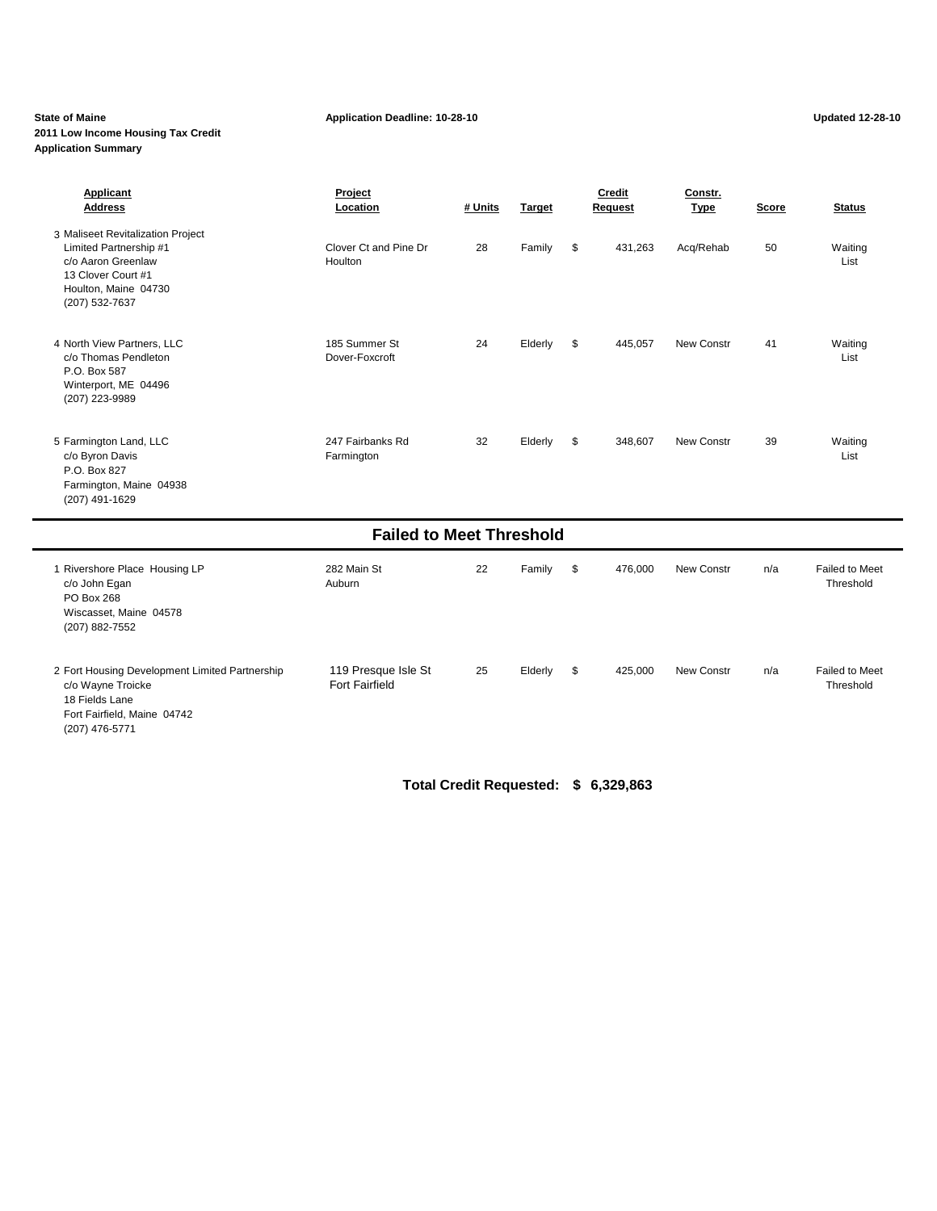**State of Maine**
**2011 Low Income Housing Tax Credit**
**Application Summary**

**Application Deadline: 10-28-10**

**Updated 12-28-10**

| Applicant Address | Project Location | # Units | Target | Credit Request | Constr. Type | Score | Status |
|---|---|---|---|---|---|---|---|
| 3 Maliseet Revitalization Project Limited Partnership #1<br>c/o Aaron Greenlaw<br>13 Clover Court #1<br>Houlton, Maine 04730<br>(207) 532-7637 | Clover Ct and Pine Dr<br>Houlton | 28 | Family | $ 431,263 | Acq/Rehab | 50 | Waiting List |
| 4 North View Partners, LLC<br>c/o Thomas Pendleton<br>P.O. Box 587<br>Winterport, ME 04496<br>(207) 223-9989 | 185 Summer St<br>Dover-Foxcroft | 24 | Elderly | $ 445,057 | New Constr | 41 | Waiting List |
| 5 Farmington Land, LLC<br>c/o Byron Davis<br>P.O. Box 827<br>Farmington, Maine 04938<br>(207) 491-1629 | 247 Fairbanks Rd<br>Farmington | 32 | Elderly | $ 348,607 | New Constr | 39 | Waiting List |

## Failed to Meet Threshold

| Applicant Address | Project Location | # Units | Target | Credit Request | Constr. Type | Score | Status |
|---|---|---|---|---|---|---|---|
| 1 Rivershore Place Housing LP<br>c/o John Egan<br>PO Box 268<br>Wiscasset, Maine 04578<br>(207) 882-7552 | 282 Main St<br>Auburn | 22 | Family | $ 476,000 | New Constr | n/a | Failed to Meet Threshold |
| 2 Fort Housing Development Limited Partnership<br>c/o Wayne Troicke<br>18 Fields Lane<br>Fort Fairfield, Maine 04742<br>(207) 476-5771 | 119 Presque Isle St<br>Fort Fairfield | 25 | Elderly | $ 425,000 | New Constr | n/a | Failed to Meet Threshold |

**Total Credit Requested: $ 6,329,863**